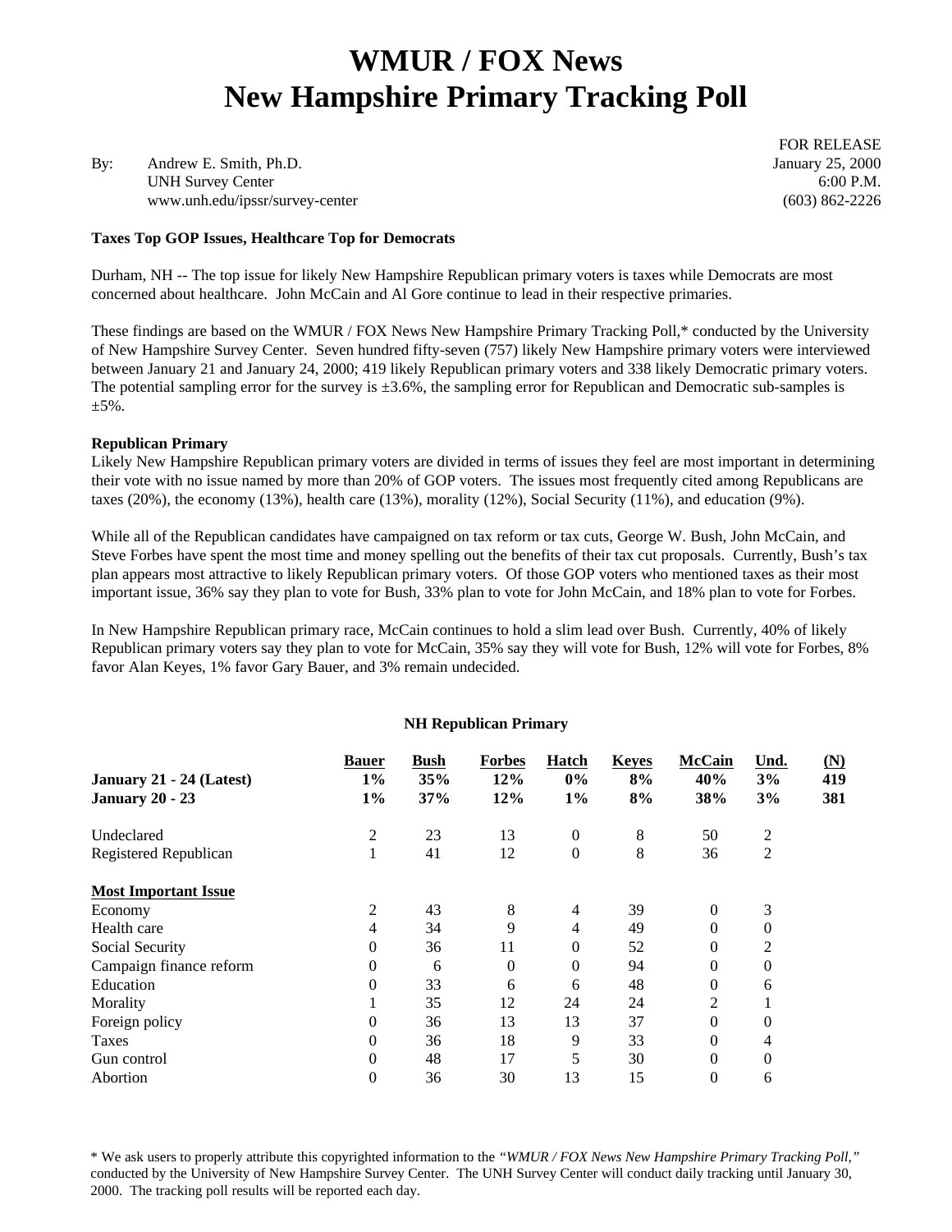# WMUR / FOX News
# New Hampshire Primary Tracking Poll

FOR RELEASE
January 25, 2000
6:00 P.M.
(603) 862-2226

By: Andrew E. Smith, Ph.D.
UNH Survey Center
www.unh.edu/ipssr/survey-center

**Taxes Top GOP Issues, Healthcare Top for Democrats**

Durham, NH -- The top issue for likely New Hampshire Republican primary voters is taxes while Democrats are most concerned about healthcare. John McCain and Al Gore continue to lead in their respective primaries.

These findings are based on the WMUR / FOX News New Hampshire Primary Tracking Poll,* conducted by the University of New Hampshire Survey Center. Seven hundred fifty-seven (757) likely New Hampshire primary voters were interviewed between January 21 and January 24, 2000; 419 likely Republican primary voters and 338 likely Democratic primary voters. The potential sampling error for the survey is ±3.6%, the sampling error for Republican and Democratic sub-samples is ±5%.

**Republican Primary**

Likely New Hampshire Republican primary voters are divided in terms of issues they feel are most important in determining their vote with no issue named by more than 20% of GOP voters. The issues most frequently cited among Republicans are taxes (20%), the economy (13%), health care (13%), morality (12%), Social Security (11%), and education (9%).

While all of the Republican candidates have campaigned on tax reform or tax cuts, George W. Bush, John McCain, and Steve Forbes have spent the most time and money spelling out the benefits of their tax cut proposals. Currently, Bush's tax plan appears most attractive to likely Republican primary voters. Of those GOP voters who mentioned taxes as their most important issue, 36% say they plan to vote for Bush, 33% plan to vote for John McCain, and 18% plan to vote for Forbes.

In New Hampshire Republican primary race, McCain continues to hold a slim lead over Bush. Currently, 40% of likely Republican primary voters say they plan to vote for McCain, 35% say they will vote for Bush, 12% will vote for Forbes, 8% favor Alan Keyes, 1% favor Gary Bauer, and 3% remain undecided.

**NH Republican Primary**

| | Bauer | Bush | Forbes | Hatch | Keyes | McCain | Und. | (N) |
|---|---|---|---|---|---|---|---|---|
| **January 21 - 24 (Latest)** | **1%** | **35%** | **12%** | **0%** | **8%** | **40%** | **3%** | **419** |
| **January 20 - 23** | **1%** | **37%** | **12%** | **1%** | **8%** | **38%** | **3%** | **381** |
| Undeclared | 2 | 23 | 13 | 0 | 8 | 50 | 2 | |
| Registered Republican | 1 | 41 | 12 | 0 | 8 | 36 | 2 | |
| **Most Important Issue** | | | | | | | | |
| Economy | 2 | 43 | 8 | 4 | 39 | 0 | 3 | |
| Health care | 4 | 34 | 9 | 4 | 49 | 0 | 0 | |
| Social Security | 0 | 36 | 11 | 0 | 52 | 0 | 2 | |
| Campaign finance reform | 0 | 6 | 0 | 0 | 94 | 0 | 0 | |
| Education | 0 | 33 | 6 | 6 | 48 | 0 | 6 | |
| Morality | 1 | 35 | 12 | 24 | 24 | 2 | 1 | |
| Foreign policy | 0 | 36 | 13 | 13 | 37 | 0 | 0 | |
| Taxes | 0 | 36 | 18 | 9 | 33 | 0 | 4 | |
| Gun control | 0 | 48 | 17 | 5 | 30 | 0 | 0 | |
| Abortion | 0 | 36 | 30 | 13 | 15 | 0 | 6 | |

\* We ask users to properly attribute this copyrighted information to the *"WMUR / FOX News New Hampshire Primary Tracking Poll,"* conducted by the University of New Hampshire Survey Center. The UNH Survey Center will conduct daily tracking until January 30, 2000. The tracking poll results will be reported each day.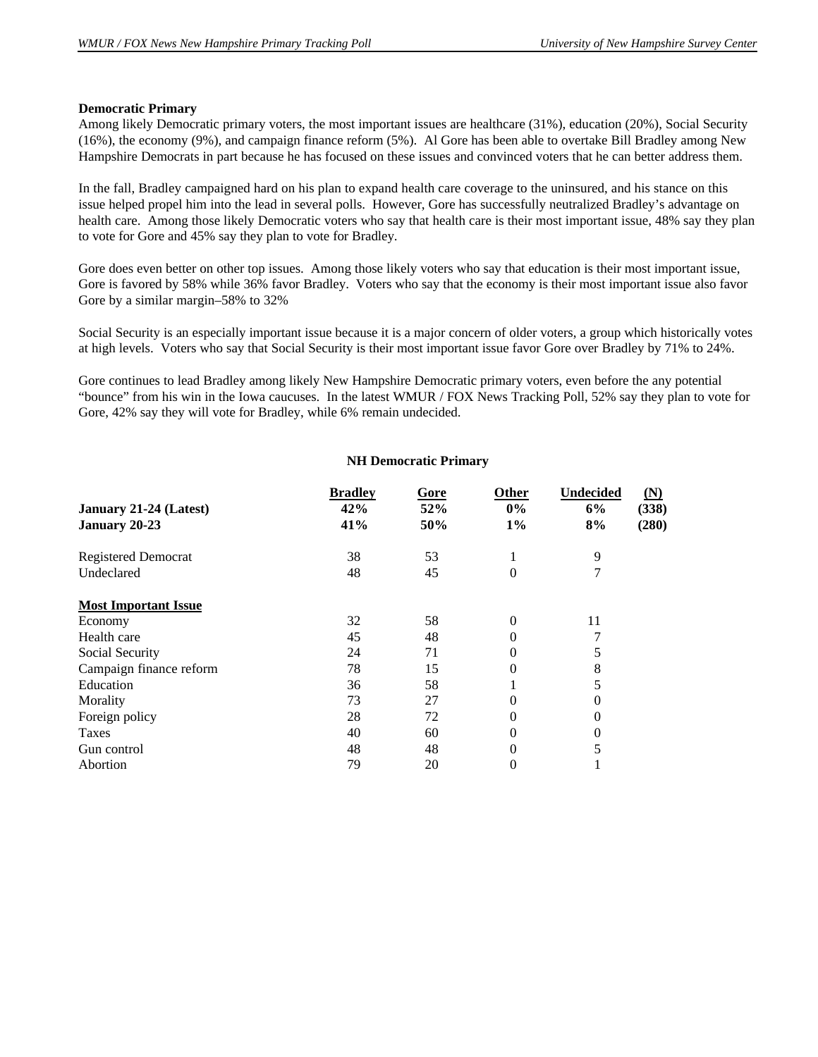**Democratic Primary**

Among likely Democratic primary voters, the most important issues are healthcare (31%), education (20%), Social Security (16%), the economy (9%), and campaign finance reform (5%). Al Gore has been able to overtake Bill Bradley among New Hampshire Democrats in part because he has focused on these issues and convinced voters that he can better address them.

In the fall, Bradley campaigned hard on his plan to expand health care coverage to the uninsured, and his stance on this issue helped propel him into the lead in several polls. However, Gore has successfully neutralized Bradley's advantage on health care. Among those likely Democratic voters who say that health care is their most important issue, 48% say they plan to vote for Gore and 45% say they plan to vote for Bradley.

Gore does even better on other top issues. Among those likely voters who say that education is their most important issue, Gore is favored by 58% while 36% favor Bradley. Voters who say that the economy is their most important issue also favor Gore by a similar margin–58% to 32%

Social Security is an especially important issue because it is a major concern of older voters, a group which historically votes at high levels. Voters who say that Social Security is their most important issue favor Gore over Bradley by 71% to 24%.

Gore continues to lead Bradley among likely New Hampshire Democratic primary voters, even before the any potential "bounce" from his win in the Iowa caucuses. In the latest WMUR / FOX News Tracking Poll, 52% say they plan to vote for Gore, 42% say they will vote for Bradley, while 6% remain undecided.

**NH Democratic Primary**

| | Bradley | Gore | Other | Undecided | (N) |
|---|---|---|---|---|---|
| **January 21-24 (Latest)** | **42%** | **52%** | **0%** | **6%** | **(338)** |
| **January 20-23** | **41%** | **50%** | **1%** | **8%** | **(280)** |
| Registered Democrat | 38 | 53 | 1 | 9 | |
| Undeclared | 48 | 45 | 0 | 7 | |
| **Most Important Issue** | | | | | |
| Economy | 32 | 58 | 0 | 11 | |
| Health care | 45 | 48 | 0 | 7 | |
| Social Security | 24 | 71 | 0 | 5 | |
| Campaign finance reform | 78 | 15 | 0 | 8 | |
| Education | 36 | 58 | 1 | 5 | |
| Morality | 73 | 27 | 0 | 0 | |
| Foreign policy | 28 | 72 | 0 | 0 | |
| Taxes | 40 | 60 | 0 | 0 | |
| Gun control | 48 | 48 | 0 | 5 | |
| Abortion | 79 | 20 | 0 | 1 | |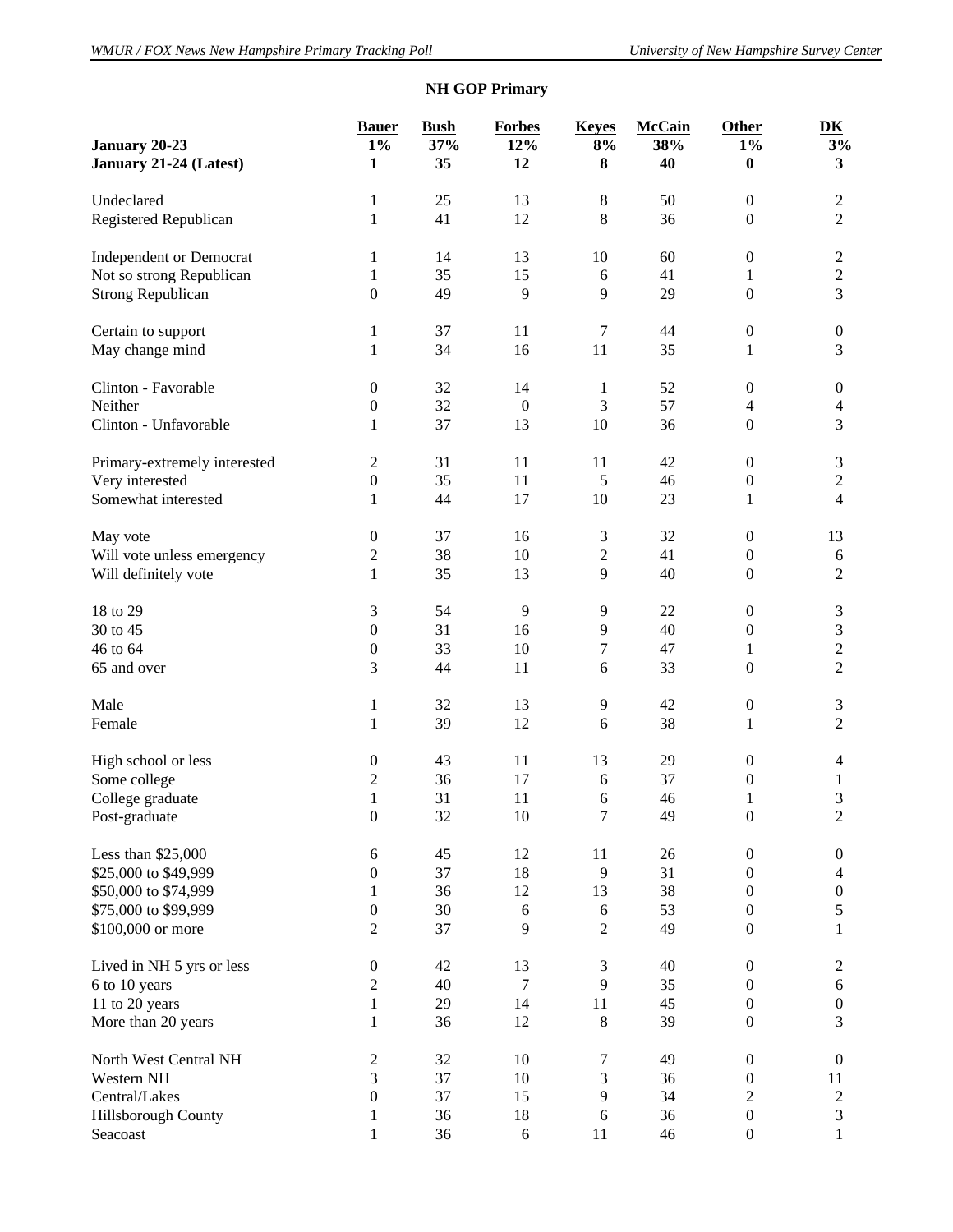## NH GOP Primary

| | Bauer | Bush | Forbes | Keyes | McCain | Other | DK |
|---|---|---|---|---|---|---|---|
| **January 20-23** | **1%** | **37%** | **12%** | **8%** | **38%** | **1%** | **3%** |
| **January 21-24 (Latest)** | **1** | **35** | **12** | **8** | **40** | **0** | **3** |
| Undeclared | 1 | 25 | 13 | 8 | 50 | 0 | 2 |
| Registered Republican | 1 | 41 | 12 | 8 | 36 | 0 | 2 |
| Independent or Democrat | 1 | 14 | 13 | 10 | 60 | 0 | 2 |
| Not so strong Republican | 1 | 35 | 15 | 6 | 41 | 1 | 2 |
| Strong Republican | 0 | 49 | 9 | 9 | 29 | 0 | 3 |
| Certain to support | 1 | 37 | 11 | 7 | 44 | 0 | 0 |
| May change mind | 1 | 34 | 16 | 11 | 35 | 1 | 3 |
| Clinton - Favorable | 0 | 32 | 14 | 1 | 52 | 0 | 0 |
| Neither | 0 | 32 | 0 | 3 | 57 | 4 | 4 |
| Clinton - Unfavorable | 1 | 37 | 13 | 10 | 36 | 0 | 3 |
| Primary-extremely interested | 2 | 31 | 11 | 11 | 42 | 0 | 3 |
| Very interested | 0 | 35 | 11 | 5 | 46 | 0 | 2 |
| Somewhat interested | 1 | 44 | 17 | 10 | 23 | 1 | 4 |
| May vote | 0 | 37 | 16 | 3 | 32 | 0 | 13 |
| Will vote unless emergency | 2 | 38 | 10 | 2 | 41 | 0 | 6 |
| Will definitely vote | 1 | 35 | 13 | 9 | 40 | 0 | 2 |
| 18 to 29 | 3 | 54 | 9 | 9 | 22 | 0 | 3 |
| 30 to 45 | 0 | 31 | 16 | 9 | 40 | 0 | 3 |
| 46 to 64 | 0 | 33 | 10 | 7 | 47 | 1 | 2 |
| 65 and over | 3 | 44 | 11 | 6 | 33 | 0 | 2 |
| Male | 1 | 32 | 13 | 9 | 42 | 0 | 3 |
| Female | 1 | 39 | 12 | 6 | 38 | 1 | 2 |
| High school or less | 0 | 43 | 11 | 13 | 29 | 0 | 4 |
| Some college | 2 | 36 | 17 | 6 | 37 | 0 | 1 |
| College graduate | 1 | 31 | 11 | 6 | 46 | 1 | 3 |
| Post-graduate | 0 | 32 | 10 | 7 | 49 | 0 | 2 |
| Less than $25,000 | 6 | 45 | 12 | 11 | 26 | 0 | 0 |
| $25,000 to $49,999 | 0 | 37 | 18 | 9 | 31 | 0 | 4 |
| $50,000 to $74,999 | 1 | 36 | 12 | 13 | 38 | 0 | 0 |
| $75,000 to $99,999 | 0 | 30 | 6 | 6 | 53 | 0 | 5 |
| $100,000 or more | 2 | 37 | 9 | 2 | 49 | 0 | 1 |
| Lived in NH 5 yrs or less | 0 | 42 | 13 | 3 | 40 | 0 | 2 |
| 6 to 10 years | 2 | 40 | 7 | 9 | 35 | 0 | 6 |
| 11 to 20 years | 1 | 29 | 14 | 11 | 45 | 0 | 0 |
| More than 20 years | 1 | 36 | 12 | 8 | 39 | 0 | 3 |
| North West Central NH | 2 | 32 | 10 | 7 | 49 | 0 | 0 |
| Western NH | 3 | 37 | 10 | 3 | 36 | 0 | 11 |
| Central/Lakes | 0 | 37 | 15 | 9 | 34 | 2 | 2 |
| Hillsborough County | 1 | 36 | 18 | 6 | 36 | 0 | 3 |
| Seacoast | 1 | 36 | 6 | 11 | 46 | 0 | 1 |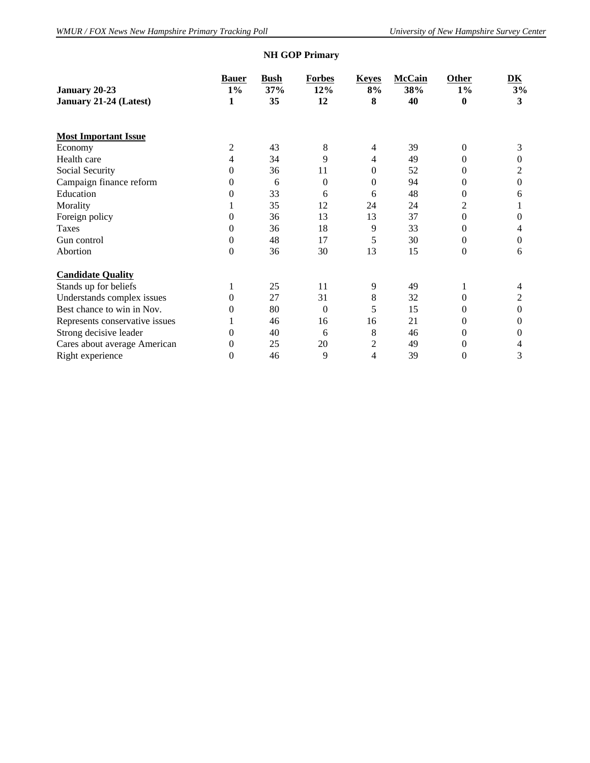## NH GOP Primary

| | Bauer | Bush | Forbes | Keyes | McCain | Other | DK |
|---|---|---|---|---|---|---|---|
| **January 20-23** | **1%** | **37%** | **12%** | **8%** | **38%** | **1%** | **3%** |
| **January 21-24 (Latest)** | **1** | **35** | **12** | **8** | **40** | **0** | **3** |
| **Most Important Issue** | | | | | | | |
| Economy | 2 | 43 | 8 | 4 | 39 | 0 | 3 |
| Health care | 4 | 34 | 9 | 4 | 49 | 0 | 0 |
| Social Security | 0 | 36 | 11 | 0 | 52 | 0 | 2 |
| Campaign finance reform | 0 | 6 | 0 | 0 | 94 | 0 | 0 |
| Education | 0 | 33 | 6 | 6 | 48 | 0 | 6 |
| Morality | 1 | 35 | 12 | 24 | 24 | 2 | 1 |
| Foreign policy | 0 | 36 | 13 | 13 | 37 | 0 | 0 |
| Taxes | 0 | 36 | 18 | 9 | 33 | 0 | 4 |
| Gun control | 0 | 48 | 17 | 5 | 30 | 0 | 0 |
| Abortion | 0 | 36 | 30 | 13 | 15 | 0 | 6 |
| **Candidate Quality** | | | | | | | |
| Stands up for beliefs | 1 | 25 | 11 | 9 | 49 | 1 | 4 |
| Understands complex issues | 0 | 27 | 31 | 8 | 32 | 0 | 2 |
| Best chance to win in Nov. | 0 | 80 | 0 | 5 | 15 | 0 | 0 |
| Represents conservative issues | 1 | 46 | 16 | 16 | 21 | 0 | 0 |
| Strong decisive leader | 0 | 40 | 6 | 8 | 46 | 0 | 0 |
| Cares about average American | 0 | 25 | 20 | 2 | 49 | 0 | 4 |
| Right experience | 0 | 46 | 9 | 4 | 39 | 0 | 3 |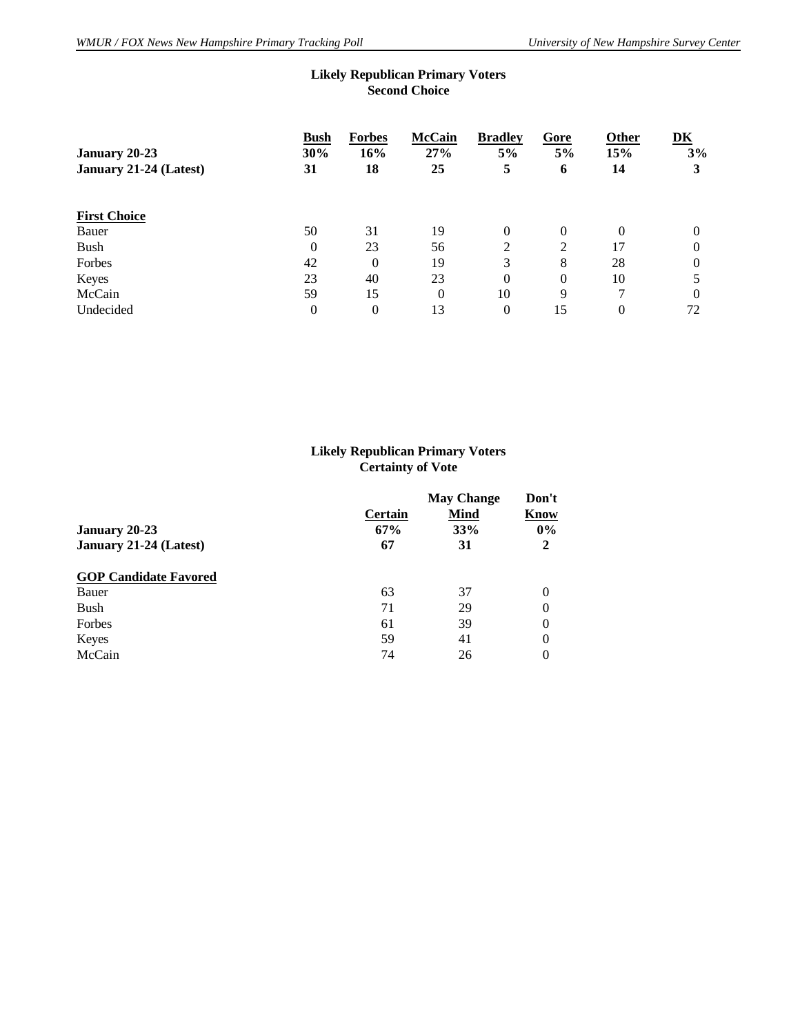### Likely Republican Primary Voters
### Second Choice

| | Bush | Forbes | McCain | Bradley | Gore | Other | DK |
|---|---|---|---|---|---|---|---|
| **January 20-23** | **30%** | **16%** | **27%** | **5%** | **5%** | **15%** | **3%** |
| **January 21-24 (Latest)** | **31** | **18** | **25** | **5** | **6** | **14** | **3** |
| **First Choice** | | | | | | | |
| Bauer | 50 | 31 | 19 | 0 | 0 | 0 | 0 |
| Bush | 0 | 23 | 56 | 2 | 2 | 17 | 0 |
| Forbes | 42 | 0 | 19 | 3 | 8 | 28 | 0 |
| Keyes | 23 | 40 | 23 | 0 | 0 | 10 | 5 |
| McCain | 59 | 15 | 0 | 10 | 9 | 7 | 0 |
| Undecided | 0 | 0 | 13 | 0 | 15 | 0 | 72 |

### Likely Republican Primary Voters
### Certainty of Vote

| | Certain | May Change Mind | Don't Know |
|---|---|---|---|
| **January 20-23** | **67%** | **33%** | **0%** |
| **January 21-24 (Latest)** | **67** | **31** | **2** |
| **GOP Candidate Favored** | | | |
| Bauer | 63 | 37 | 0 |
| Bush | 71 | 29 | 0 |
| Forbes | 61 | 39 | 0 |
| Keyes | 59 | 41 | 0 |
| McCain | 74 | 26 | 0 |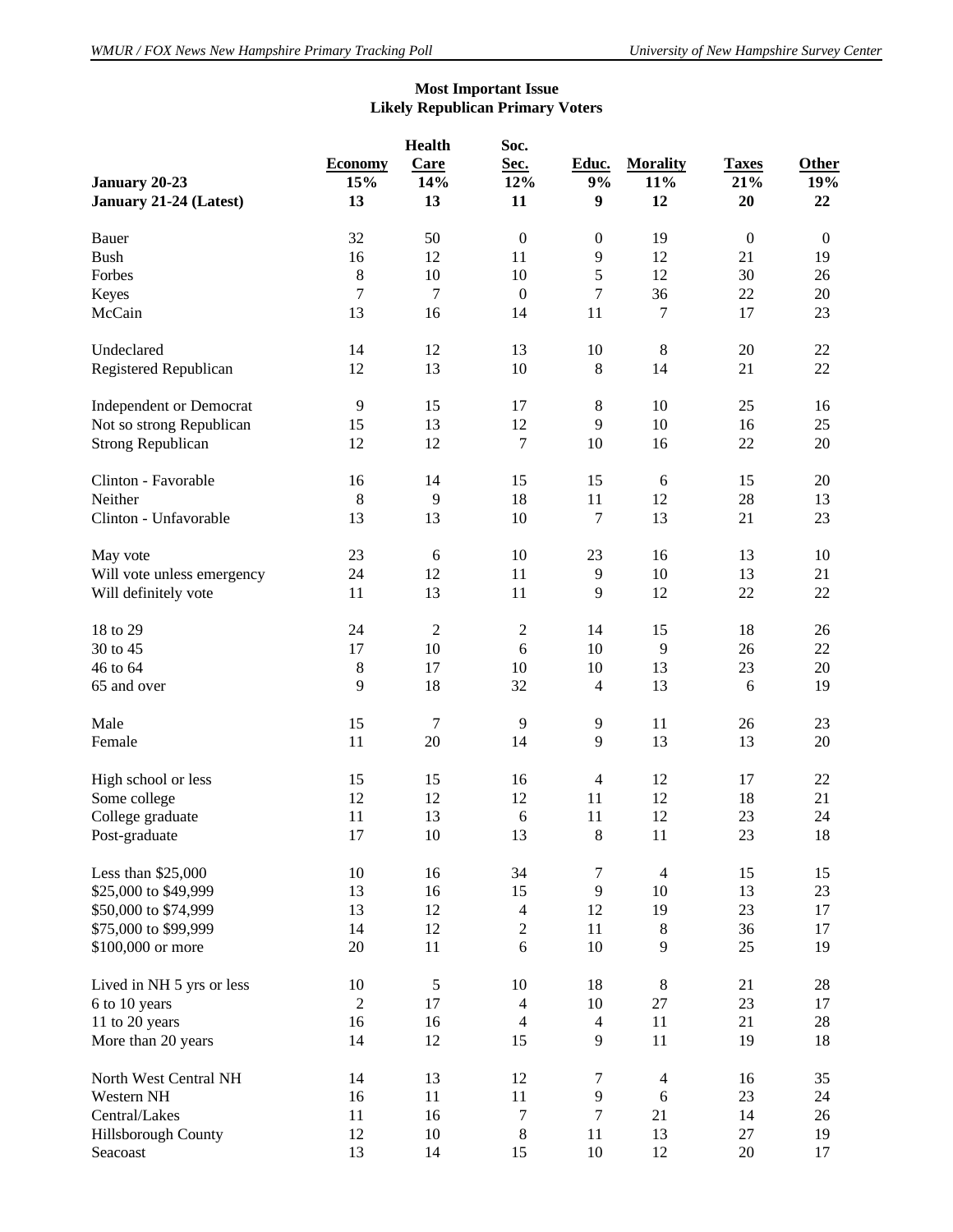**Most Important Issue**
**Likely Republican Primary Voters**

| | Economy | Health Care | Soc. Sec. | Educ. | Morality | Taxes | Other |
|---|---|---|---|---|---|---|---|
| **January 20-23** | **15%** | **14%** | **12%** | **9%** | **11%** | **21%** | **19%** |
| **January 21-24 (Latest)** | **13** | **13** | **11** | **9** | **12** | **20** | **22** |
| Bauer | 32 | 50 | 0 | 0 | 19 | 0 | 0 |
| Bush | 16 | 12 | 11 | 9 | 12 | 21 | 19 |
| Forbes | 8 | 10 | 10 | 5 | 12 | 30 | 26 |
| Keyes | 7 | 7 | 0 | 7 | 36 | 22 | 20 |
| McCain | 13 | 16 | 14 | 11 | 7 | 17 | 23 |
| Undeclared | 14 | 12 | 13 | 10 | 8 | 20 | 22 |
| Registered Republican | 12 | 13 | 10 | 8 | 14 | 21 | 22 |
| Independent or Democrat | 9 | 15 | 17 | 8 | 10 | 25 | 16 |
| Not so strong Republican | 15 | 13 | 12 | 9 | 10 | 16 | 25 |
| Strong Republican | 12 | 12 | 7 | 10 | 16 | 22 | 20 |
| Clinton - Favorable | 16 | 14 | 15 | 15 | 6 | 15 | 20 |
| Neither | 8 | 9 | 18 | 11 | 12 | 28 | 13 |
| Clinton - Unfavorable | 13 | 13 | 10 | 7 | 13 | 21 | 23 |
| May vote | 23 | 6 | 10 | 23 | 16 | 13 | 10 |
| Will vote unless emergency | 24 | 12 | 11 | 9 | 10 | 13 | 21 |
| Will definitely vote | 11 | 13 | 11 | 9 | 12 | 22 | 22 |
| 18 to 29 | 24 | 2 | 2 | 14 | 15 | 18 | 26 |
| 30 to 45 | 17 | 10 | 6 | 10 | 9 | 26 | 22 |
| 46 to 64 | 8 | 17 | 10 | 10 | 13 | 23 | 20 |
| 65 and over | 9 | 18 | 32 | 4 | 13 | 6 | 19 |
| Male | 15 | 7 | 9 | 9 | 11 | 26 | 23 |
| Female | 11 | 20 | 14 | 9 | 13 | 13 | 20 |
| High school or less | 15 | 15 | 16 | 4 | 12 | 17 | 22 |
| Some college | 12 | 12 | 12 | 11 | 12 | 18 | 21 |
| College graduate | 11 | 13 | 6 | 11 | 12 | 23 | 24 |
| Post-graduate | 17 | 10 | 13 | 8 | 11 | 23 | 18 |
| Less than $25,000 | 10 | 16 | 34 | 7 | 4 | 15 | 15 |
| $25,000 to $49,999 | 13 | 16 | 15 | 9 | 10 | 13 | 23 |
| $50,000 to $74,999 | 13 | 12 | 4 | 12 | 19 | 23 | 17 |
| $75,000 to $99,999 | 14 | 12 | 2 | 11 | 8 | 36 | 17 |
| $100,000 or more | 20 | 11 | 6 | 10 | 9 | 25 | 19 |
| Lived in NH 5 yrs or less | 10 | 5 | 10 | 18 | 8 | 21 | 28 |
| 6 to 10 years | 2 | 17 | 4 | 10 | 27 | 23 | 17 |
| 11 to 20 years | 16 | 16 | 4 | 4 | 11 | 21 | 28 |
| More than 20 years | 14 | 12 | 15 | 9 | 11 | 19 | 18 |
| North West Central NH | 14 | 13 | 12 | 7 | 4 | 16 | 35 |
| Western NH | 16 | 11 | 11 | 9 | 6 | 23 | 24 |
| Central/Lakes | 11 | 16 | 7 | 7 | 21 | 14 | 26 |
| Hillsborough County | 12 | 10 | 8 | 11 | 13 | 27 | 19 |
| Seacoast | 13 | 14 | 15 | 10 | 12 | 20 | 17 |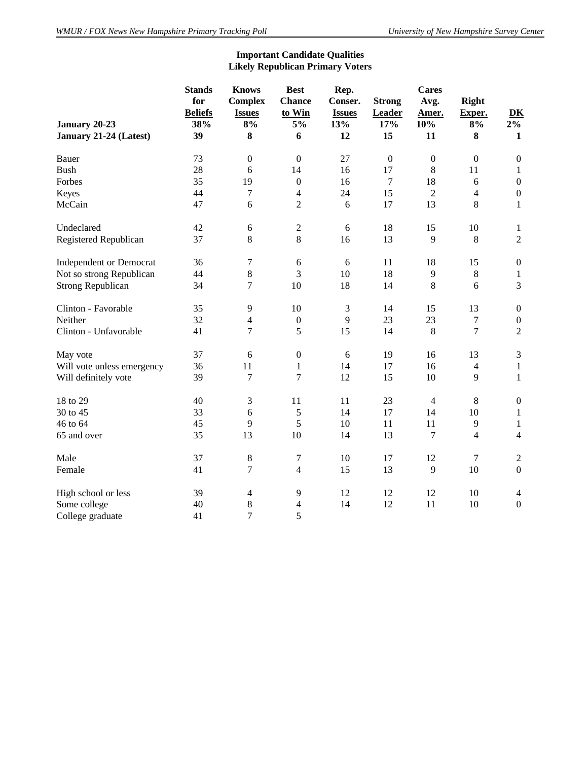**Important Candidate Qualities**
**Likely Republican Primary Voters**

| | Stands for Beliefs | Knows Complex Issues | Best Chance to Win | Rep. Conser. Issues | Strong Leader | Cares Avg. Amer. | Right Exper. | DK |
|---|---|---|---|---|---|---|---|---|
| **January 20-23** | **38%** | **8%** | **5%** | **13%** | **17%** | **10%** | **8%** | **2%** |
| **January 21-24 (Latest)** | **39** | **8** | **6** | **12** | **15** | **11** | **8** | **1** |
| Bauer | 73 | 0 | 0 | 27 | 0 | 0 | 0 | 0 |
| Bush | 28 | 6 | 14 | 16 | 17 | 8 | 11 | 1 |
| Forbes | 35 | 19 | 0 | 16 | 7 | 18 | 6 | 0 |
| Keyes | 44 | 7 | 4 | 24 | 15 | 2 | 4 | 0 |
| McCain | 47 | 6 | 2 | 6 | 17 | 13 | 8 | 1 |
| Undeclared | 42 | 6 | 2 | 6 | 18 | 15 | 10 | 1 |
| Registered Republican | 37 | 8 | 8 | 16 | 13 | 9 | 8 | 2 |
| Independent or Democrat | 36 | 7 | 6 | 6 | 11 | 18 | 15 | 0 |
| Not so strong Republican | 44 | 8 | 3 | 10 | 18 | 9 | 8 | 1 |
| Strong Republican | 34 | 7 | 10 | 18 | 14 | 8 | 6 | 3 |
| Clinton - Favorable | 35 | 9 | 10 | 3 | 14 | 15 | 13 | 0 |
| Neither | 32 | 4 | 0 | 9 | 23 | 23 | 7 | 0 |
| Clinton - Unfavorable | 41 | 7 | 5 | 15 | 14 | 8 | 7 | 2 |
| May vote | 37 | 6 | 0 | 6 | 19 | 16 | 13 | 3 |
| Will vote unless emergency | 36 | 11 | 1 | 14 | 17 | 16 | 4 | 1 |
| Will definitely vote | 39 | 7 | 7 | 12 | 15 | 10 | 9 | 1 |
| 18 to 29 | 40 | 3 | 11 | 11 | 23 | 4 | 8 | 0 |
| 30 to 45 | 33 | 6 | 5 | 14 | 17 | 14 | 10 | 1 |
| 46 to 64 | 45 | 9 | 5 | 10 | 11 | 11 | 9 | 1 |
| 65 and over | 35 | 13 | 10 | 14 | 13 | 7 | 4 | 4 |
| Male | 37 | 8 | 7 | 10 | 17 | 12 | 7 | 2 |
| Female | 41 | 7 | 4 | 15 | 13 | 9 | 10 | 0 |
| High school or less | 39 | 4 | 9 | 12 | 12 | 12 | 10 | 4 |
| Some college | 40 | 8 | 4 | 14 | 12 | 11 | 10 | 0 |
| College graduate | 41 | 7 | 5 | | | | | |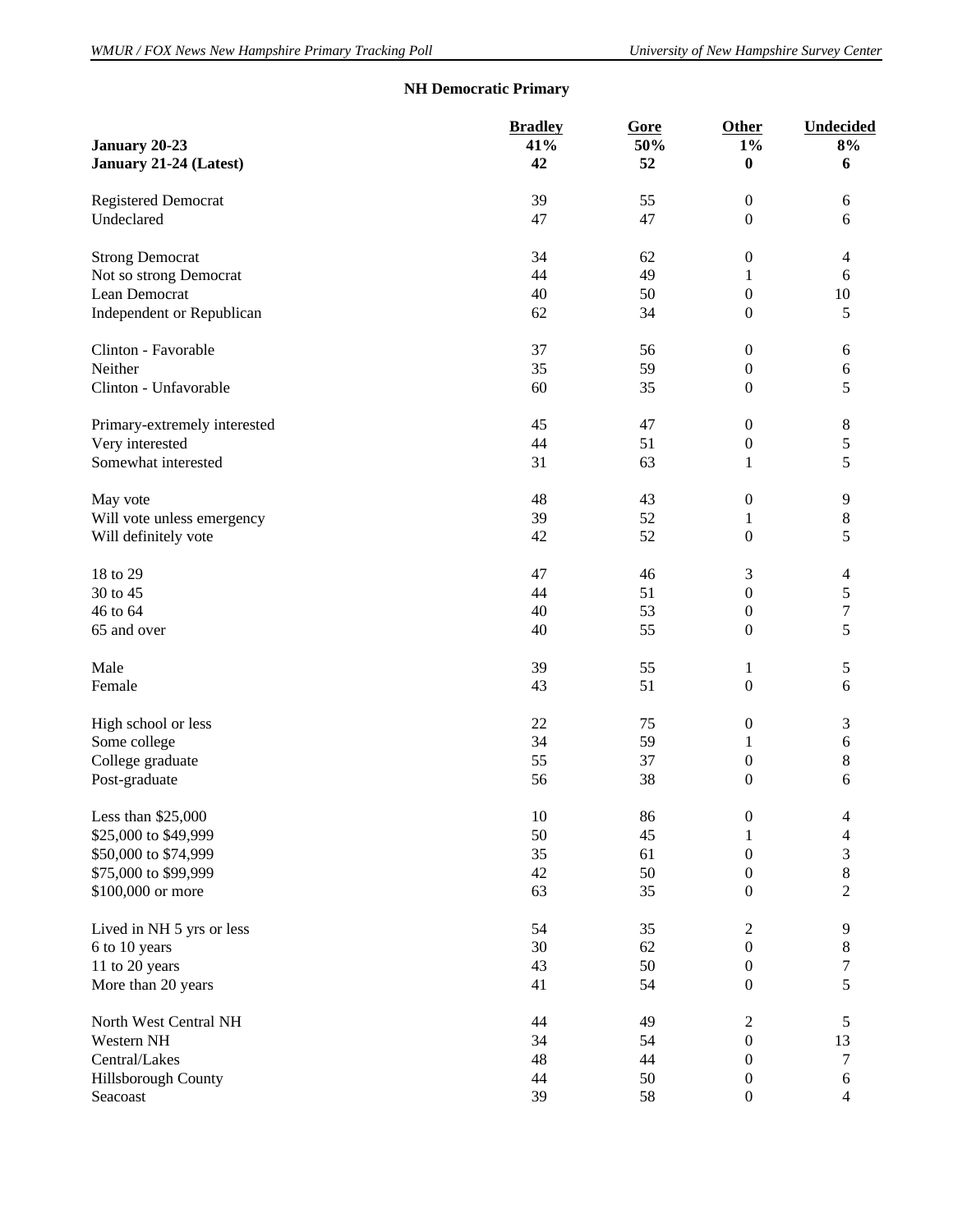## NH Democratic Primary

| | Bradley | Gore | Other | Undecided |
|---|---|---|---|---|
| **January 20-23** | **41%** | **50%** | **1%** | **8%** |
| **January 21-24 (Latest)** | **42** | **52** | **0** | **6** |
| | | | | |
| Registered Democrat | 39 | 55 | 0 | 6 |
| Undeclared | 47 | 47 | 0 | 6 |
| | | | | |
| Strong Democrat | 34 | 62 | 0 | 4 |
| Not so strong Democrat | 44 | 49 | 1 | 6 |
| Lean Democrat | 40 | 50 | 0 | 10 |
| Independent or Republican | 62 | 34 | 0 | 5 |
| | | | | |
| Clinton - Favorable | 37 | 56 | 0 | 6 |
| Neither | 35 | 59 | 0 | 6 |
| Clinton - Unfavorable | 60 | 35 | 0 | 5 |
| | | | | |
| Primary-extremely interested | 45 | 47 | 0 | 8 |
| Very interested | 44 | 51 | 0 | 5 |
| Somewhat interested | 31 | 63 | 1 | 5 |
| | | | | |
| May vote | 48 | 43 | 0 | 9 |
| Will vote unless emergency | 39 | 52 | 1 | 8 |
| Will definitely vote | 42 | 52 | 0 | 5 |
| | | | | |
| 18 to 29 | 47 | 46 | 3 | 4 |
| 30 to 45 | 44 | 51 | 0 | 5 |
| 46 to 64 | 40 | 53 | 0 | 7 |
| 65 and over | 40 | 55 | 0 | 5 |
| | | | | |
| Male | 39 | 55 | 1 | 5 |
| Female | 43 | 51 | 0 | 6 |
| | | | | |
| High school or less | 22 | 75 | 0 | 3 |
| Some college | 34 | 59 | 1 | 6 |
| College graduate | 55 | 37 | 0 | 8 |
| Post-graduate | 56 | 38 | 0 | 6 |
| | | | | |
| Less than $25,000 | 10 | 86 | 0 | 4 |
| $25,000 to $49,999 | 50 | 45 | 1 | 4 |
| $50,000 to $74,999 | 35 | 61 | 0 | 3 |
| $75,000 to $99,999 | 42 | 50 | 0 | 8 |
| $100,000 or more | 63 | 35 | 0 | 2 |
| | | | | |
| Lived in NH 5 yrs or less | 54 | 35 | 2 | 9 |
| 6 to 10 years | 30 | 62 | 0 | 8 |
| 11 to 20 years | 43 | 50 | 0 | 7 |
| More than 20 years | 41 | 54 | 0 | 5 |
| | | | | |
| North West Central NH | 44 | 49 | 2 | 5 |
| Western NH | 34 | 54 | 0 | 13 |
| Central/Lakes | 48 | 44 | 0 | 7 |
| Hillsborough County | 44 | 50 | 0 | 6 |
| Seacoast | 39 | 58 | 0 | 4 |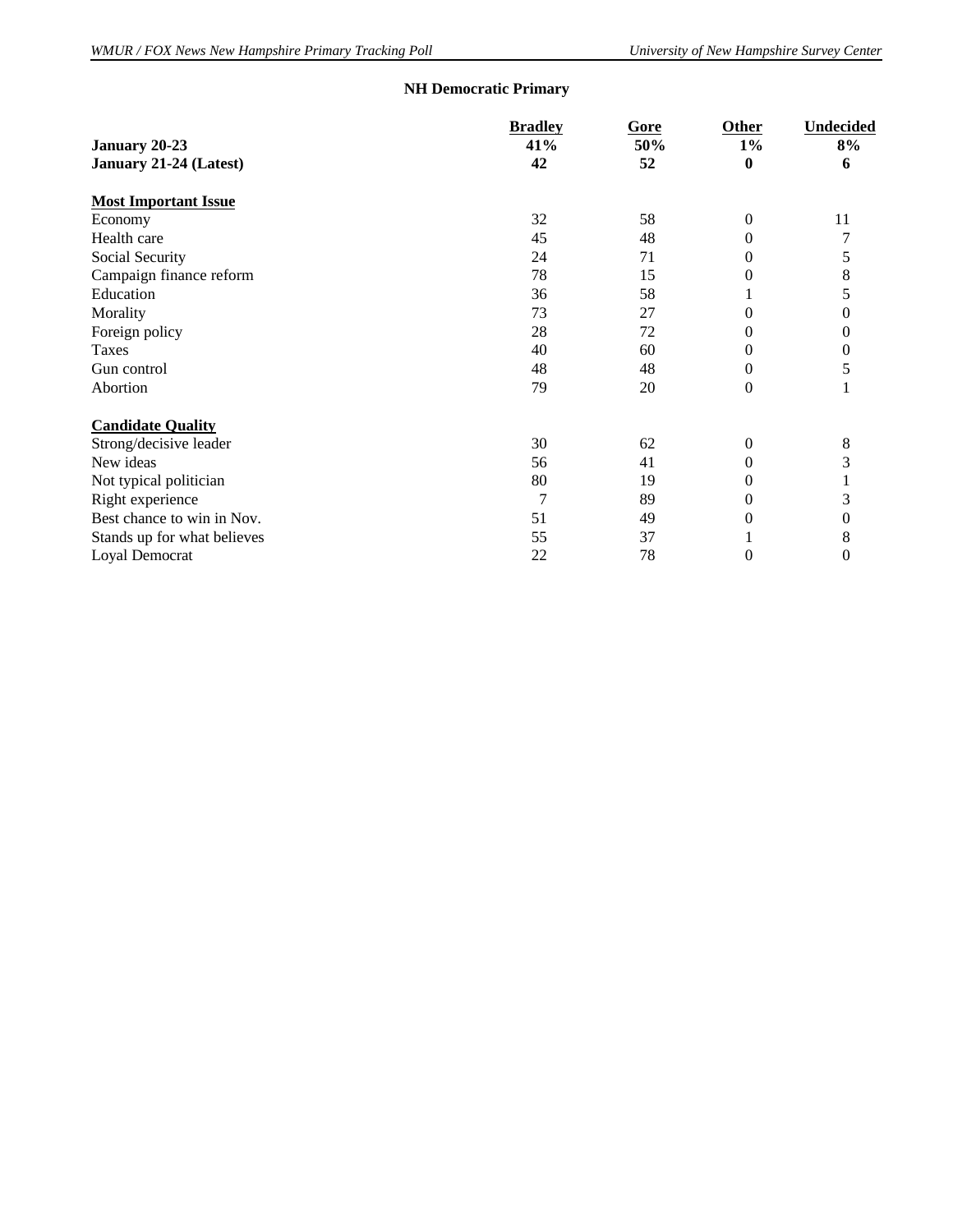## NH Democratic Primary

| | Bradley | Gore | Other | Undecided |
|---|---|---|---|---|
| **January 20-23** | **41%** | **50%** | **1%** | **8%** |
| **January 21-24 (Latest)** | **42** | **52** | **0** | **6** |
| **Most Important Issue** | | | | |
| Economy | 32 | 58 | 0 | 11 |
| Health care | 45 | 48 | 0 | 7 |
| Social Security | 24 | 71 | 0 | 5 |
| Campaign finance reform | 78 | 15 | 0 | 8 |
| Education | 36 | 58 | 1 | 5 |
| Morality | 73 | 27 | 0 | 0 |
| Foreign policy | 28 | 72 | 0 | 0 |
| Taxes | 40 | 60 | 0 | 0 |
| Gun control | 48 | 48 | 0 | 5 |
| Abortion | 79 | 20 | 0 | 1 |
| **Candidate Quality** | | | | |
| Strong/decisive leader | 30 | 62 | 0 | 8 |
| New ideas | 56 | 41 | 0 | 3 |
| Not typical politician | 80 | 19 | 0 | 1 |
| Right experience | 7 | 89 | 0 | 3 |
| Best chance to win in Nov. | 51 | 49 | 0 | 0 |
| Stands up for what believes | 55 | 37 | 1 | 8 |
| Loyal Democrat | 22 | 78 | 0 | 0 |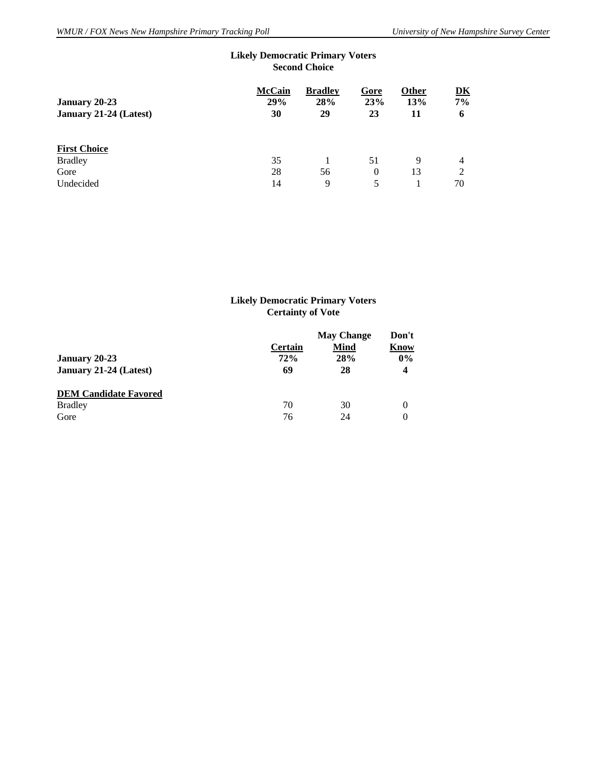### Likely Democratic Primary Voters
### Second Choice

| | McCain | Bradley | Gore | Other | DK |
|---|---|---|---|---|---|
| **January 20-23** | **29%** | **28%** | **23%** | **13%** | **7%** |
| **January 21-24 (Latest)** | **30** | **29** | **23** | **11** | **6** |
| **First Choice** | | | | | |
| Bradley | 35 | 1 | 51 | 9 | 4 |
| Gore | 28 | 56 | 0 | 13 | 2 |
| Undecided | 14 | 9 | 5 | 1 | 70 |

### Likely Democratic Primary Voters
### Certainty of Vote

| | Certain | May Change Mind | Don't Know |
|---|---|---|---|
| **January 20-23** | **72%** | **28%** | **0%** |
| **January 21-24 (Latest)** | **69** | **28** | **4** |
| **DEM Candidate Favored** | | | |
| Bradley | 70 | 30 | 0 |
| Gore | 76 | 24 | 0 |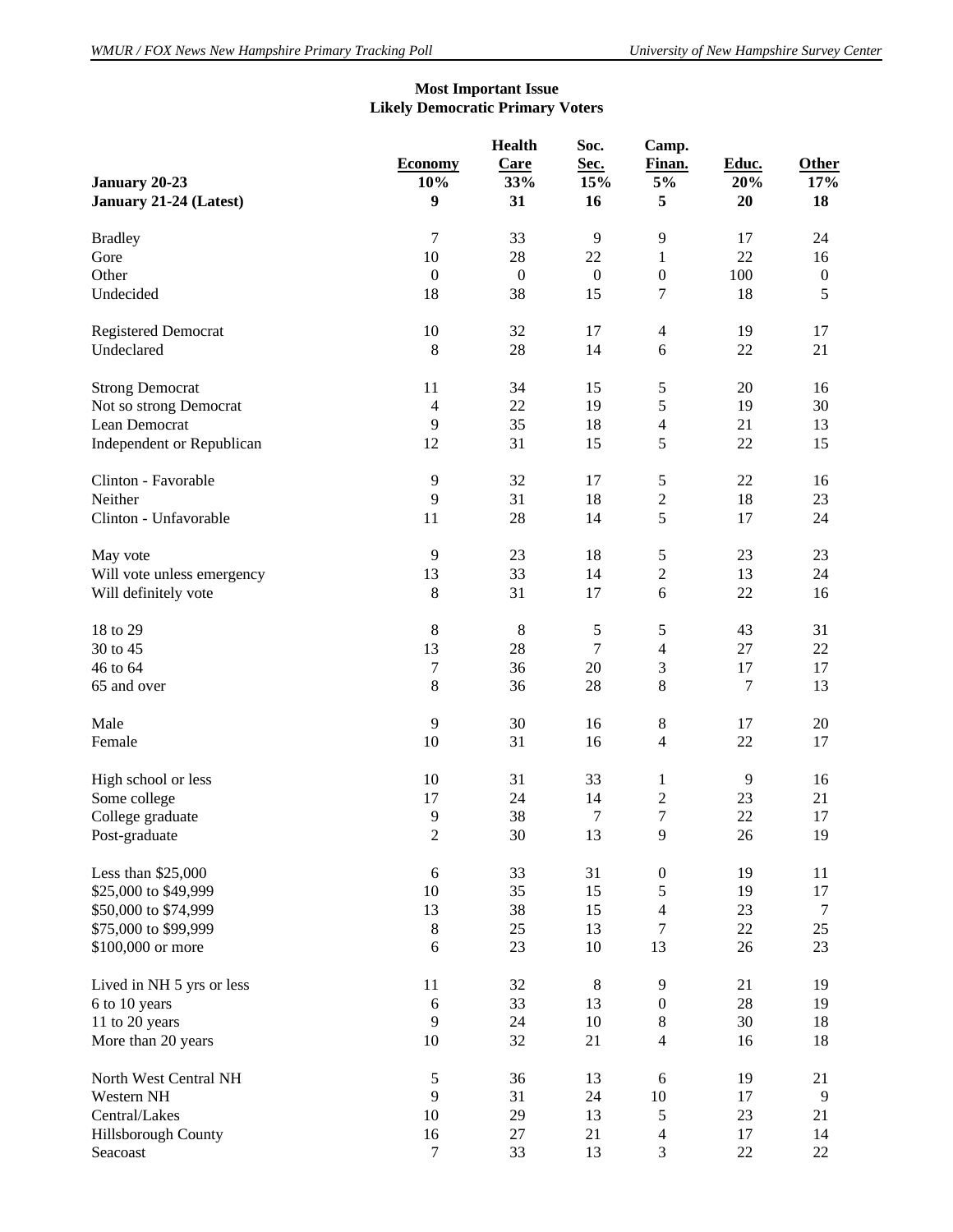**Most Important Issue**
**Likely Democratic Primary Voters**

| | Economy | Health Care | Soc. Sec. | Camp. Finan. | Educ. | Other |
|---|---|---|---|---|---|---|
| **January 20-23** | 10% | 33% | 15% | 5% | 20% | 17% |
| **January 21-24 (Latest)** | 9 | 31 | 16 | 5 | 20 | 18 |
| | | | | | | |
| Bradley | 7 | 33 | 9 | 9 | 17 | 24 |
| Gore | 10 | 28 | 22 | 1 | 22 | 16 |
| Other | 0 | 0 | 0 | 0 | 100 | 0 |
| Undecided | 18 | 38 | 15 | 7 | 18 | 5 |
| | | | | | | |
| Registered Democrat | 10 | 32 | 17 | 4 | 19 | 17 |
| Undeclared | 8 | 28 | 14 | 6 | 22 | 21 |
| | | | | | | |
| Strong Democrat | 11 | 34 | 15 | 5 | 20 | 16 |
| Not so strong Democrat | 4 | 22 | 19 | 5 | 19 | 30 |
| Lean Democrat | 9 | 35 | 18 | 4 | 21 | 13 |
| Independent or Republican | 12 | 31 | 15 | 5 | 22 | 15 |
| | | | | | | |
| Clinton - Favorable | 9 | 32 | 17 | 5 | 22 | 16 |
| Neither | 9 | 31 | 18 | 2 | 18 | 23 |
| Clinton - Unfavorable | 11 | 28 | 14 | 5 | 17 | 24 |
| | | | | | | |
| May vote | 9 | 23 | 18 | 5 | 23 | 23 |
| Will vote unless emergency | 13 | 33 | 14 | 2 | 13 | 24 |
| Will definitely vote | 8 | 31 | 17 | 6 | 22 | 16 |
| | | | | | | |
| 18 to 29 | 8 | 8 | 5 | 5 | 43 | 31 |
| 30 to 45 | 13 | 28 | 7 | 4 | 27 | 22 |
| 46 to 64 | 7 | 36 | 20 | 3 | 17 | 17 |
| 65 and over | 8 | 36 | 28 | 8 | 7 | 13 |
| | | | | | | |
| Male | 9 | 30 | 16 | 8 | 17 | 20 |
| Female | 10 | 31 | 16 | 4 | 22 | 17 |
| | | | | | | |
| High school or less | 10 | 31 | 33 | 1 | 9 | 16 |
| Some college | 17 | 24 | 14 | 2 | 23 | 21 |
| College graduate | 9 | 38 | 7 | 7 | 22 | 17 |
| Post-graduate | 2 | 30 | 13 | 9 | 26 | 19 |
| | | | | | | |
| Less than $25,000 | 6 | 33 | 31 | 0 | 19 | 11 |
| $25,000 to $49,999 | 10 | 35 | 15 | 5 | 19 | 17 |
| $50,000 to $74,999 | 13 | 38 | 15 | 4 | 23 | 7 |
| $75,000 to $99,999 | 8 | 25 | 13 | 7 | 22 | 25 |
| $100,000 or more | 6 | 23 | 10 | 13 | 26 | 23 |
| | | | | | | |
| Lived in NH 5 yrs or less | 11 | 32 | 8 | 9 | 21 | 19 |
| 6 to 10 years | 6 | 33 | 13 | 0 | 28 | 19 |
| 11 to 20 years | 9 | 24 | 10 | 8 | 30 | 18 |
| More than 20 years | 10 | 32 | 21 | 4 | 16 | 18 |
| | | | | | | |
| North West Central NH | 5 | 36 | 13 | 6 | 19 | 21 |
| Western NH | 9 | 31 | 24 | 10 | 17 | 9 |
| Central/Lakes | 10 | 29 | 13 | 5 | 23 | 21 |
| Hillsborough County | 16 | 27 | 21 | 4 | 17 | 14 |
| Seacoast | 7 | 33 | 13 | 3 | 22 | 22 |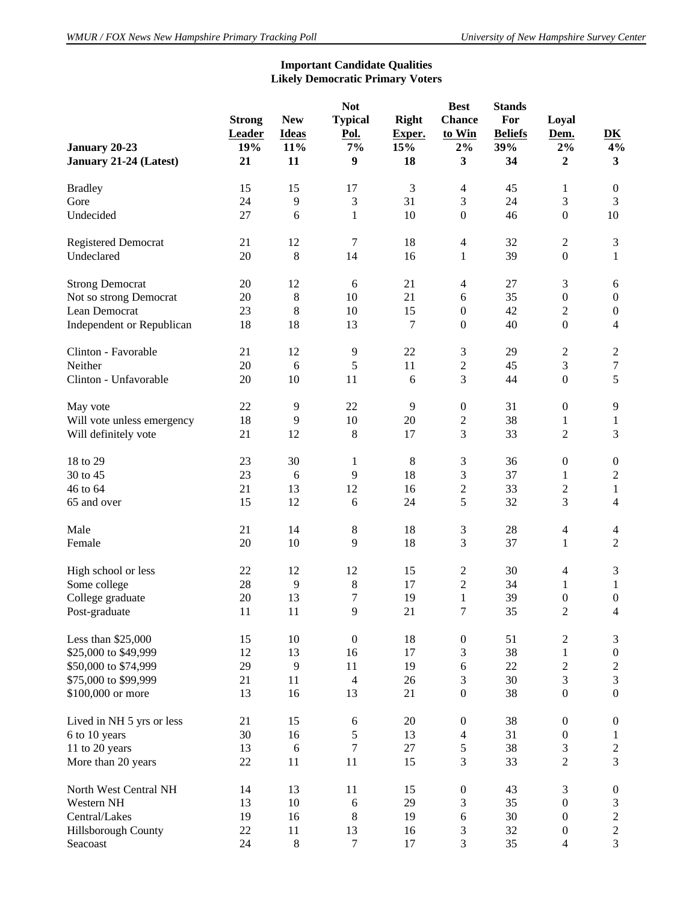**Important Candidate Qualities**
**Likely Democratic Primary Voters**

| | Strong Leader | New Ideas | Not Typical Pol. | Right Exper. | Best Chance to Win | Stands For Beliefs | Loyal Dem. | DK |
|---|---|---|---|---|---|---|---|---|
| **January 20-23** | **19%** | **11%** | **7%** | **15%** | **2%** | **39%** | **2%** | **4%** |
| **January 21-24 (Latest)** | **21** | **11** | **9** | **18** | **3** | **34** | **2** | **3** |
| Bradley | 15 | 15 | 17 | 3 | 4 | 45 | 1 | 0 |
| Gore | 24 | 9 | 3 | 31 | 3 | 24 | 3 | 3 |
| Undecided | 27 | 6 | 1 | 10 | 0 | 46 | 0 | 10 |
| Registered Democrat | 21 | 12 | 7 | 18 | 4 | 32 | 2 | 3 |
| Undeclared | 20 | 8 | 14 | 16 | 1 | 39 | 0 | 1 |
| Strong Democrat | 20 | 12 | 6 | 21 | 4 | 27 | 3 | 6 |
| Not so strong Democrat | 20 | 8 | 10 | 21 | 6 | 35 | 0 | 0 |
| Lean Democrat | 23 | 8 | 10 | 15 | 0 | 42 | 2 | 0 |
| Independent or Republican | 18 | 18 | 13 | 7 | 0 | 40 | 0 | 4 |
| Clinton - Favorable | 21 | 12 | 9 | 22 | 3 | 29 | 2 | 2 |
| Neither | 20 | 6 | 5 | 11 | 2 | 45 | 3 | 7 |
| Clinton - Unfavorable | 20 | 10 | 11 | 6 | 3 | 44 | 0 | 5 |
| May vote | 22 | 9 | 22 | 9 | 0 | 31 | 0 | 9 |
| Will vote unless emergency | 18 | 9 | 10 | 20 | 2 | 38 | 1 | 1 |
| Will definitely vote | 21 | 12 | 8 | 17 | 3 | 33 | 2 | 3 |
| 18 to 29 | 23 | 30 | 1 | 8 | 3 | 36 | 0 | 0 |
| 30 to 45 | 23 | 6 | 9 | 18 | 3 | 37 | 1 | 2 |
| 46 to 64 | 21 | 13 | 12 | 16 | 2 | 33 | 2 | 1 |
| 65 and over | 15 | 12 | 6 | 24 | 5 | 32 | 3 | 4 |
| Male | 21 | 14 | 8 | 18 | 3 | 28 | 4 | 4 |
| Female | 20 | 10 | 9 | 18 | 3 | 37 | 1 | 2 |
| High school or less | 22 | 12 | 12 | 15 | 2 | 30 | 4 | 3 |
| Some college | 28 | 9 | 8 | 17 | 2 | 34 | 1 | 1 |
| College graduate | 20 | 13 | 7 | 19 | 1 | 39 | 0 | 0 |
| Post-graduate | 11 | 11 | 9 | 21 | 7 | 35 | 2 | 4 |
| Less than $25,000 | 15 | 10 | 0 | 18 | 0 | 51 | 2 | 3 |
| $25,000 to $49,999 | 12 | 13 | 16 | 17 | 3 | 38 | 1 | 0 |
| $50,000 to $74,999 | 29 | 9 | 11 | 19 | 6 | 22 | 2 | 2 |
| $75,000 to $99,999 | 21 | 11 | 4 | 26 | 3 | 30 | 3 | 3 |
| $100,000 or more | 13 | 16 | 13 | 21 | 0 | 38 | 0 | 0 |
| Lived in NH 5 yrs or less | 21 | 15 | 6 | 20 | 0 | 38 | 0 | 0 |
| 6 to 10 years | 30 | 16 | 5 | 13 | 4 | 31 | 0 | 1 |
| 11 to 20 years | 13 | 6 | 7 | 27 | 5 | 38 | 3 | 2 |
| More than 20 years | 22 | 11 | 11 | 15 | 3 | 33 | 2 | 3 |
| North West Central NH | 14 | 13 | 11 | 15 | 0 | 43 | 3 | 0 |
| Western NH | 13 | 10 | 6 | 29 | 3 | 35 | 0 | 3 |
| Central/Lakes | 19 | 16 | 8 | 19 | 6 | 30 | 0 | 2 |
| Hillsborough County | 22 | 11 | 13 | 16 | 3 | 32 | 0 | 2 |
| Seacoast | 24 | 8 | 7 | 17 | 3 | 35 | 4 | 3 |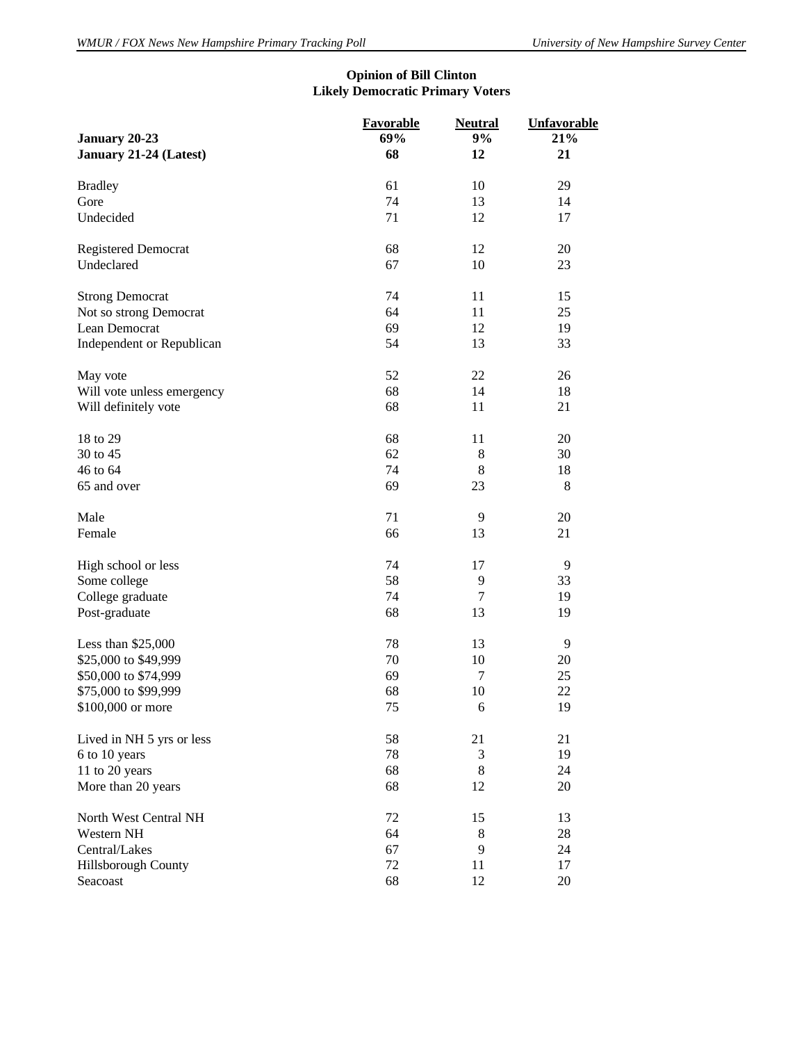**Opinion of Bill Clinton**
**Likely Democratic Primary Voters**

| | Favorable | Neutral | Unfavorable |
|---|---|---|---|
| **January 20-23** | **69%** | **9%** | **21%** |
| **January 21-24 (Latest)** | **68** | **12** | **21** |
| | | | |
| Bradley | 61 | 10 | 29 |
| Gore | 74 | 13 | 14 |
| Undecided | 71 | 12 | 17 |
| | | | |
| Registered Democrat | 68 | 12 | 20 |
| Undeclared | 67 | 10 | 23 |
| | | | |
| Strong Democrat | 74 | 11 | 15 |
| Not so strong Democrat | 64 | 11 | 25 |
| Lean Democrat | 69 | 12 | 19 |
| Independent or Republican | 54 | 13 | 33 |
| | | | |
| May vote | 52 | 22 | 26 |
| Will vote unless emergency | 68 | 14 | 18 |
| Will definitely vote | 68 | 11 | 21 |
| | | | |
| 18 to 29 | 68 | 11 | 20 |
| 30 to 45 | 62 | 8 | 30 |
| 46 to 64 | 74 | 8 | 18 |
| 65 and over | 69 | 23 | 8 |
| | | | |
| Male | 71 | 9 | 20 |
| Female | 66 | 13 | 21 |
| | | | |
| High school or less | 74 | 17 | 9 |
| Some college | 58 | 9 | 33 |
| College graduate | 74 | 7 | 19 |
| Post-graduate | 68 | 13 | 19 |
| | | | |
| Less than $25,000 | 78 | 13 | 9 |
| $25,000 to $49,999 | 70 | 10 | 20 |
| $50,000 to $74,999 | 69 | 7 | 25 |
| $75,000 to $99,999 | 68 | 10 | 22 |
| $100,000 or more | 75 | 6 | 19 |
| | | | |
| Lived in NH 5 yrs or less | 58 | 21 | 21 |
| 6 to 10 years | 78 | 3 | 19 |
| 11 to 20 years | 68 | 8 | 24 |
| More than 20 years | 68 | 12 | 20 |
| | | | |
| North West Central NH | 72 | 15 | 13 |
| Western NH | 64 | 8 | 28 |
| Central/Lakes | 67 | 9 | 24 |
| Hillsborough County | 72 | 11 | 17 |
| Seacoast | 68 | 12 | 20 |